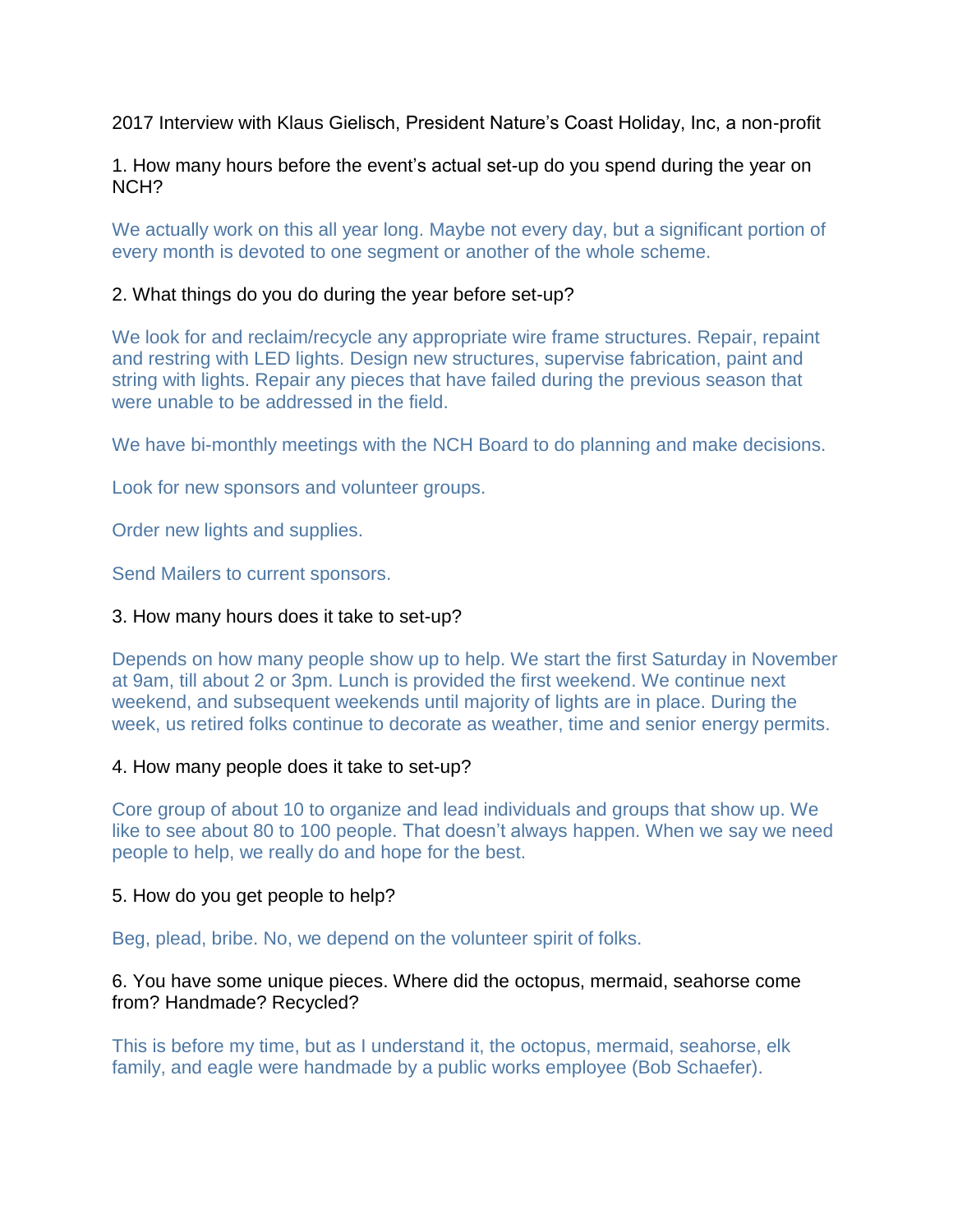2017 Interview with Klaus Gielisch, President Nature's Coast Holiday, Inc, a non-profit

1. How many hours before the event's actual set-up do you spend during the year on NCH?

We actually work on this all year long. Maybe not every day, but a significant portion of every month is devoted to one segment or another of the whole scheme.

2. What things do you do during the year before set-up?

We look for and reclaim/recycle any appropriate wire frame structures. Repair, repaint and restring with LED lights. Design new structures, supervise fabrication, paint and string with lights. Repair any pieces that have failed during the previous season that were unable to be addressed in the field.

We have bi-monthly meetings with the NCH Board to do planning and make decisions.

Look for new sponsors and volunteer groups.

Order new lights and supplies.

Send Mailers to current sponsors.

3. How many hours does it take to set-up?

Depends on how many people show up to help. We start the first Saturday in November at 9am, till about 2 or 3pm. Lunch is provided the first weekend. We continue next weekend, and subsequent weekends until majority of lights are in place. During the week, us retired folks continue to decorate as weather, time and senior energy permits.

4. How many people does it take to set-up?

Core group of about 10 to organize and lead individuals and groups that show up. We like to see about 80 to 100 people. That doesn't always happen. When we say we need people to help, we really do and hope for the best.

5. How do you get people to help?

Beg, plead, bribe. No, we depend on the volunteer spirit of folks.

6. You have some unique pieces. Where did the octopus, mermaid, seahorse come from? Handmade? Recycled?

This is before my time, but as I understand it, the octopus, mermaid, seahorse, elk family, and eagle were handmade by a public works employee (Bob Schaefer).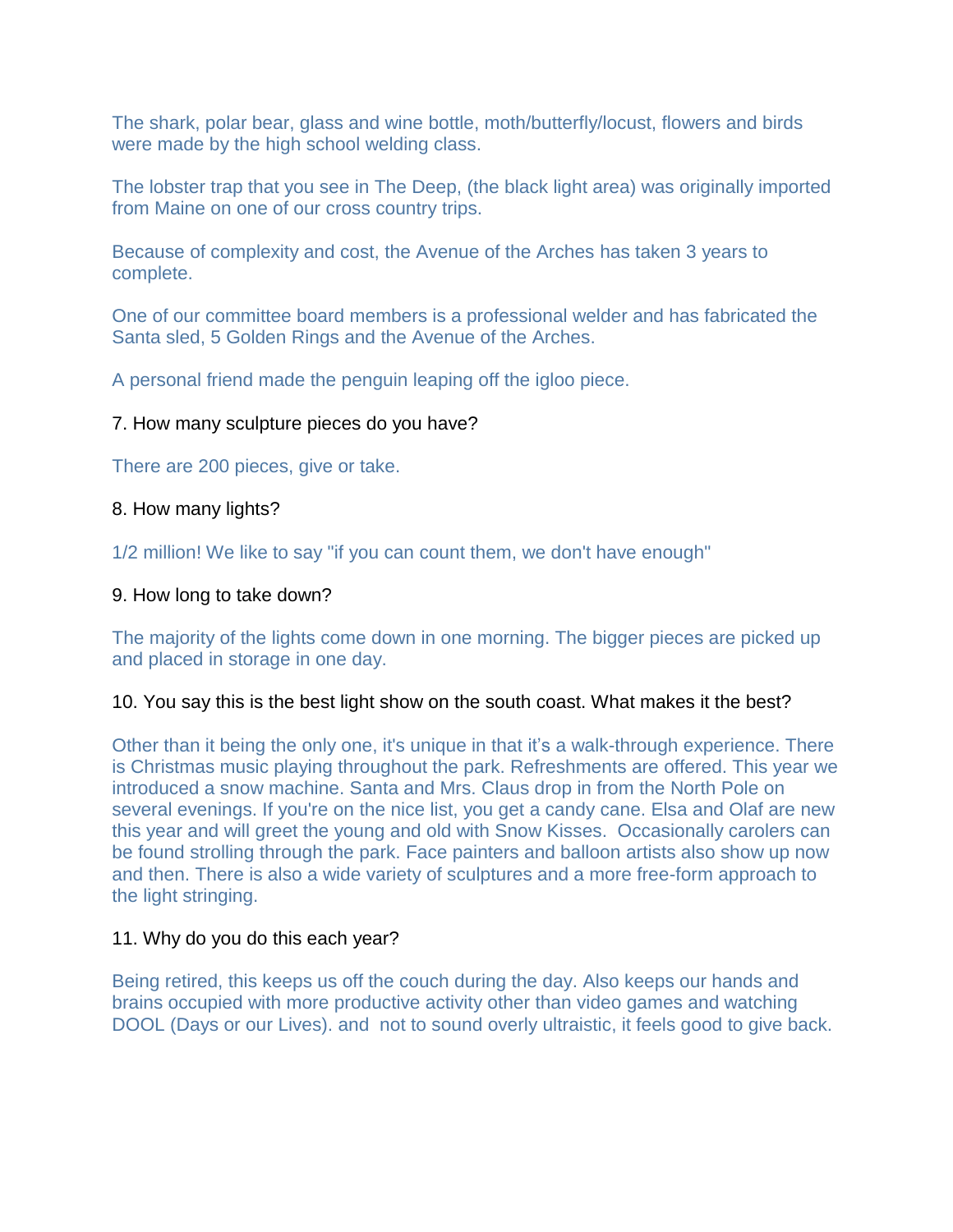The shark, polar bear, glass and wine bottle, moth/butterfly/locust, flowers and birds were made by the high school welding class.

The lobster trap that you see in The Deep, (the black light area) was originally imported from Maine on one of our cross country trips.

Because of complexity and cost, the Avenue of the Arches has taken 3 years to complete.

One of our committee board members is a professional welder and has fabricated the Santa sled, 5 Golden Rings and the Avenue of the Arches.

A personal friend made the penguin leaping off the igloo piece.

7. How many sculpture pieces do you have?

There are 200 pieces, give or take.

8. How many lights?

1/2 million! We like to say "if you can count them, we don't have enough"

9. How long to take down?

The majority of the lights come down in one morning. The bigger pieces are picked up and placed in storage in one day.

10. You say this is the best light show on the south coast. What makes it the best?

Other than it being the only one, it's unique in that it's a walk-through experience. There is Christmas music playing throughout the park. Refreshments are offered. This year we introduced a snow machine. Santa and Mrs. Claus drop in from the North Pole on several evenings. If you're on the nice list, you get a candy cane. Elsa and Olaf are new this year and will greet the young and old with Snow Kisses. Occasionally carolers can be found strolling through the park. Face painters and balloon artists also show up now and then. There is also a wide variety of sculptures and a more free-form approach to the light stringing.

11. Why do you do this each year?

Being retired, this keeps us off the couch during the day. Also keeps our hands and brains occupied with more productive activity other than video games and watching DOOL (Days or our Lives). and not to sound overly ultraistic, it feels good to give back.